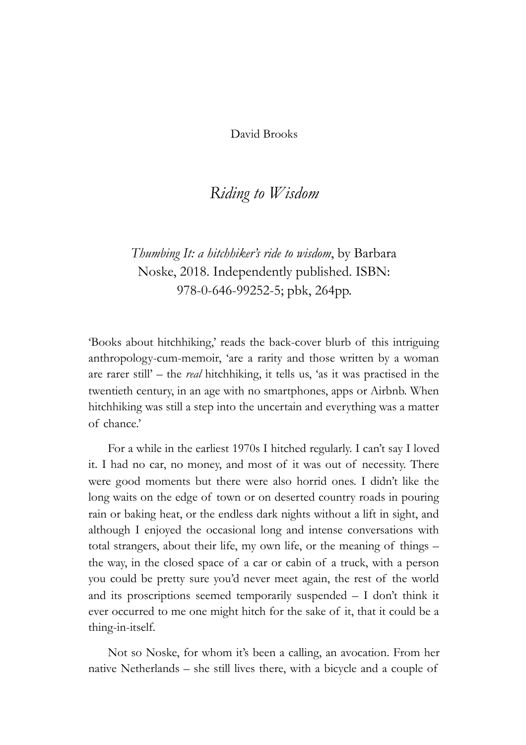David Brooks

# *Riding to Wisdom*

*Thumbing It: a hitchhiker's ride to wisdom*, by Barbara Noske, 2018. Independently published. ISBN: 978-0-646-99252-5; pbk, 264pp.

'Books about hitchhiking,' reads the back-cover blurb of this intriguing anthropology-cum-memoir, 'are a rarity and those written by a woman are rarer still' – the *real* hitchhiking, it tells us, 'as it was practised in the twentieth century, in an age with no smartphones, apps or Airbnb. When hitchhiking was still a step into the uncertain and everything was a matter of chance.'

For a while in the earliest 1970s I hitched regularly. I can't say I loved it. I had no car, no money, and most of it was out of necessity. There were good moments but there were also horrid ones. I didn't like the long waits on the edge of town or on deserted country roads in pouring rain or baking heat, or the endless dark nights without a lift in sight, and although I enjoyed the occasional long and intense conversations with total strangers, about their life, my own life, or the meaning of things – the way, in the closed space of a car or cabin of a truck, with a person you could be pretty sure you'd never meet again, the rest of the world and its proscriptions seemed temporarily suspended – I don't think it ever occurred to me one might hitch for the sake of it, that it could be a thing-in-itself.

Not so Noske, for whom it's been a calling, an avocation. From her native Netherlands – she still lives there, with a bicycle and a couple of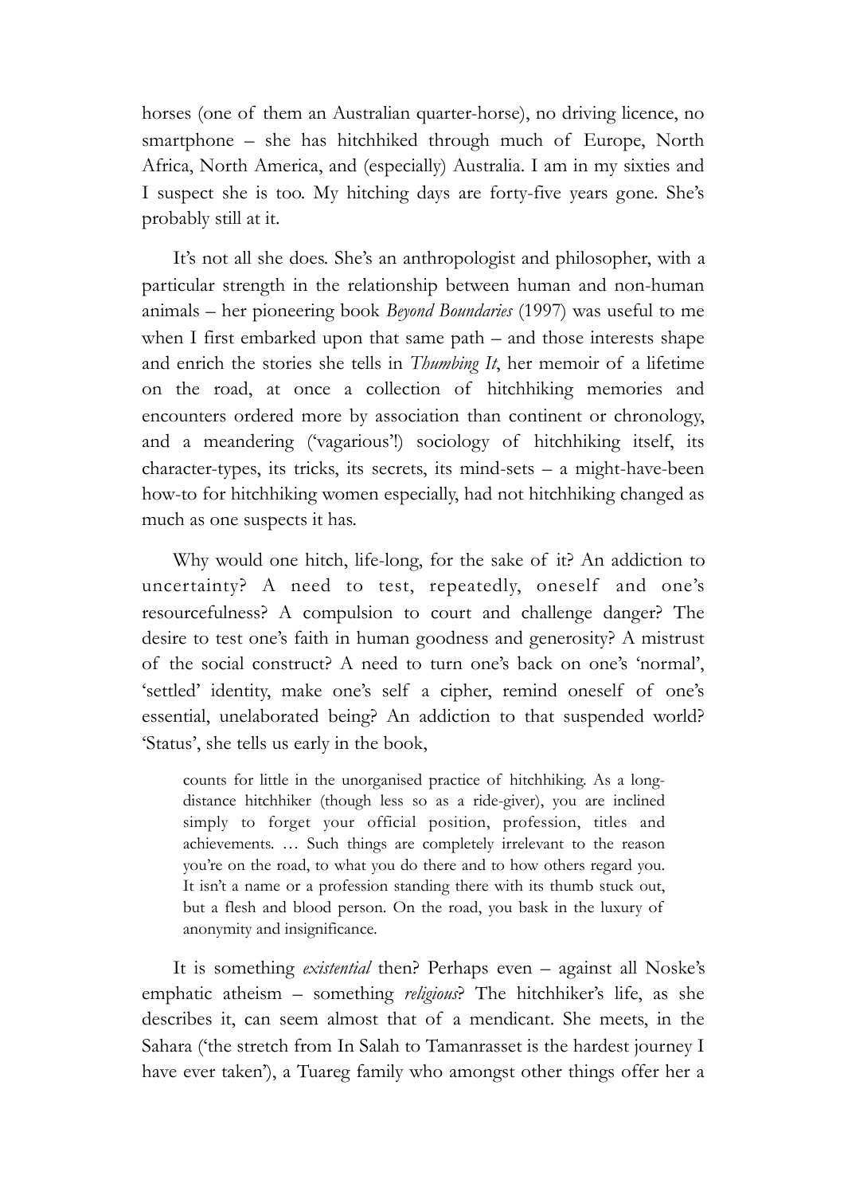horses (one of them an Australian quarter-horse), no driving licence, no smartphone – she has hitchhiked through much of Europe, North Africa, North America, and (especially) Australia. I am in my sixties and I suspect she is too. My hitching days are forty-five years gone. She's probably still at it.

It's not all she does. She's an anthropologist and philosopher, with a particular strength in the relationship between human and non-human animals – her pioneering book *Beyond Boundaries* (1997) was useful to me when I first embarked upon that same path – and those interests shape and enrich the stories she tells in *Thumbing It*, her memoir of a lifetime on the road, at once a collection of hitchhiking memories and encounters ordered more by association than continent or chronology, and a meandering ('vagarious'!) sociology of hitchhiking itself, its character-types, its tricks, its secrets, its mind-sets – a might-have-been how-to for hitchhiking women especially, had not hitchhiking changed as much as one suspects it has.

Why would one hitch, life-long, for the sake of it? An addiction to uncertainty? A need to test, repeatedly, oneself and one's resourcefulness? A compulsion to court and challenge danger? The desire to test one's faith in human goodness and generosity? A mistrust of the social construct? A need to turn one's back on one's 'normal', 'settled' identity, make one's self a cipher, remind oneself of one's essential, unelaborated being? An addiction to that suspended world? 'Status', she tells us early in the book,

> counts for little in the unorganised practice of hitchhiking. As a long-distance hitchhiker (though less so as a ride-giver), you are inclined simply to forget your official position, profession, titles and achievements. … Such things are completely irrelevant to the reason you're on the road, to what you do there and to how others regard you. It isn't a name or a profession standing there with its thumb stuck out, but a flesh and blood person. On the road, you bask in the luxury of anonymity and insignificance.

It is something *existential* then? Perhaps even – against all Noske's emphatic atheism – something *religious*? The hitchhiker's life, as she describes it, can seem almost that of a mendicant. She meets, in the Sahara ('the stretch from In Salah to Tamanrasset is the hardest journey I have ever taken'), a Tuareg family who amongst other things offer her a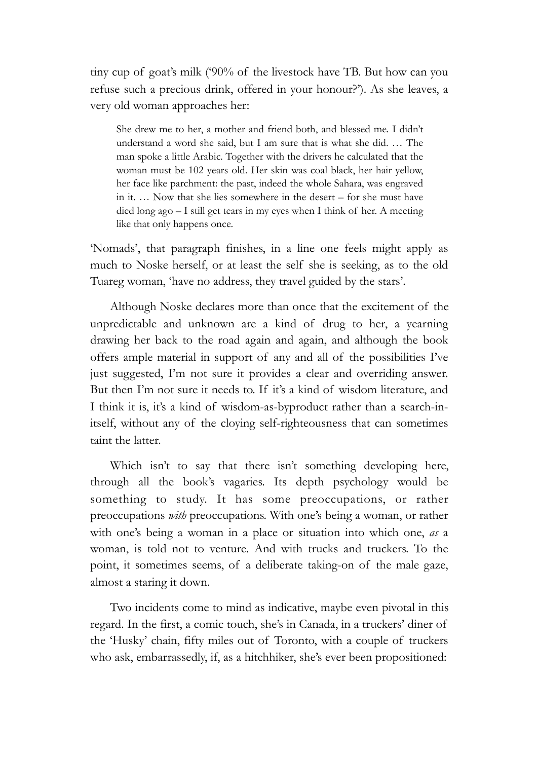tiny cup of goat's milk ('90% of the livestock have TB. But how can you refuse such a precious drink, offered in your honour?'). As she leaves, a very old woman approaches her:

> She drew me to her, a mother and friend both, and blessed me. I didn't understand a word she said, but I am sure that is what she did. … The man spoke a little Arabic. Together with the drivers he calculated that the woman must be 102 years old. Her skin was coal black, her hair yellow, her face like parchment: the past, indeed the whole Sahara, was engraved in it. … Now that she lies somewhere in the desert – for she must have died long ago – I still get tears in my eyes when I think of her. A meeting like that only happens once.

'Nomads', that paragraph finishes, in a line one feels might apply as much to Noske herself, or at least the self she is seeking, as to the old Tuareg woman, 'have no address, they travel guided by the stars'.

Although Noske declares more than once that the excitement of the unpredictable and unknown are a kind of drug to her, a yearning drawing her back to the road again and again, and although the book offers ample material in support of any and all of the possibilities I've just suggested, I'm not sure it provides a clear and overriding answer. But then I'm not sure it needs to. If it's a kind of wisdom literature, and I think it is, it's a kind of wisdom-as-byproduct rather than a search-in-itself, without any of the cloying self-righteousness that can sometimes taint the latter.

Which isn't to say that there isn't something developing here, through all the book's vagaries. Its depth psychology would be something to study. It has some preoccupations, or rather preoccupations *with* preoccupations. With one's being a woman, or rather with one's being a woman in a place or situation into which one, *as* a woman, is told not to venture. And with trucks and truckers. To the point, it sometimes seems, of a deliberate taking-on of the male gaze, almost a staring it down.

Two incidents come to mind as indicative, maybe even pivotal in this regard. In the first, a comic touch, she's in Canada, in a truckers' diner of the 'Husky' chain, fifty miles out of Toronto, with a couple of truckers who ask, embarrassedly, if, as a hitchhiker, she's ever been propositioned: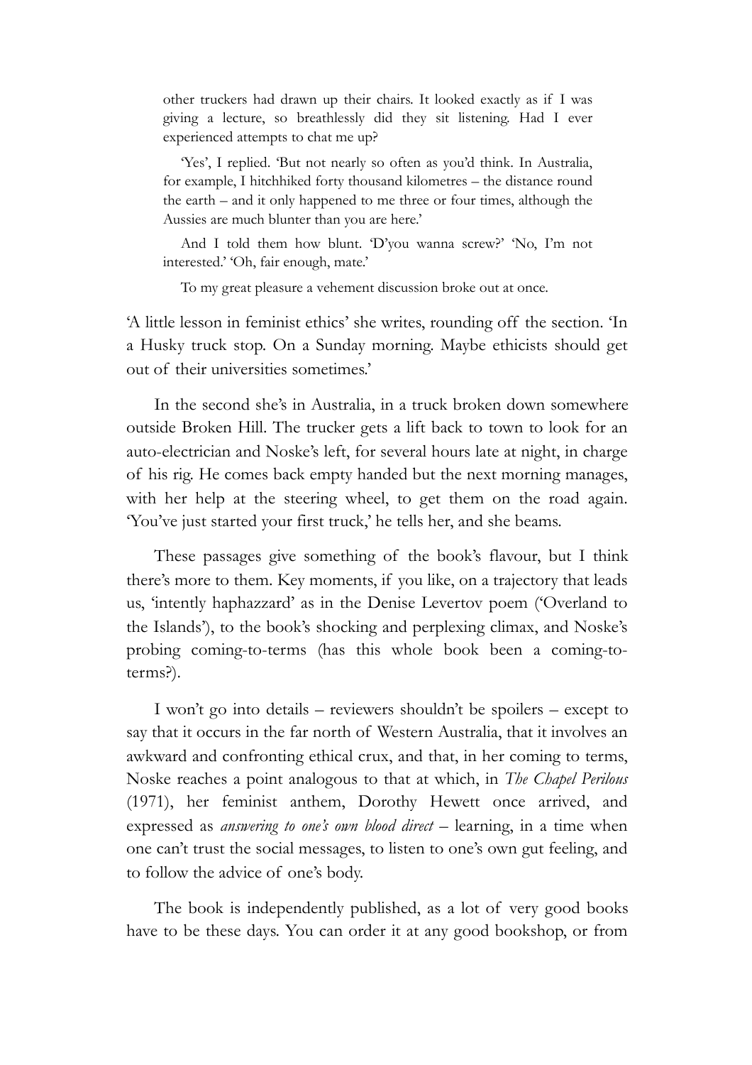other truckers had drawn up their chairs. It looked exactly as if I was giving a lecture, so breathlessly did they sit listening. Had I ever experienced attempts to chat me up?

'Yes', I replied. 'But not nearly so often as you'd think. In Australia, for example, I hitchhiked forty thousand kilometres – the distance round the earth – and it only happened to me three or four times, although the Aussies are much blunter than you are here.'

And I told them how blunt. 'D'you wanna screw?' 'No, I'm not interested.' 'Oh, fair enough, mate.'

To my great pleasure a vehement discussion broke out at once.

'A little lesson in feminist ethics' she writes, rounding off the section. 'In a Husky truck stop. On a Sunday morning. Maybe ethicists should get out of their universities sometimes.'

In the second she's in Australia, in a truck broken down somewhere outside Broken Hill. The trucker gets a lift back to town to look for an auto-electrician and Noske's left, for several hours late at night, in charge of his rig. He comes back empty handed but the next morning manages, with her help at the steering wheel, to get them on the road again. 'You've just started your first truck,' he tells her, and she beams.

These passages give something of the book's flavour, but I think there's more to them. Key moments, if you like, on a trajectory that leads us, 'intently haphazzard' as in the Denise Levertov poem ('Overland to the Islands'), to the book's shocking and perplexing climax, and Noske's probing coming-to-terms (has this whole book been a coming-to-terms?).

I won't go into details – reviewers shouldn't be spoilers – except to say that it occurs in the far north of Western Australia, that it involves an awkward and confronting ethical crux, and that, in her coming to terms, Noske reaches a point analogous to that at which, in *The Chapel Perilous* (1971), her feminist anthem, Dorothy Hewett once arrived, and expressed as *answering to one's own blood direct* – learning, in a time when one can't trust the social messages, to listen to one's own gut feeling, and to follow the advice of one's body.

The book is independently published, as a lot of very good books have to be these days. You can order it at any good bookshop, or from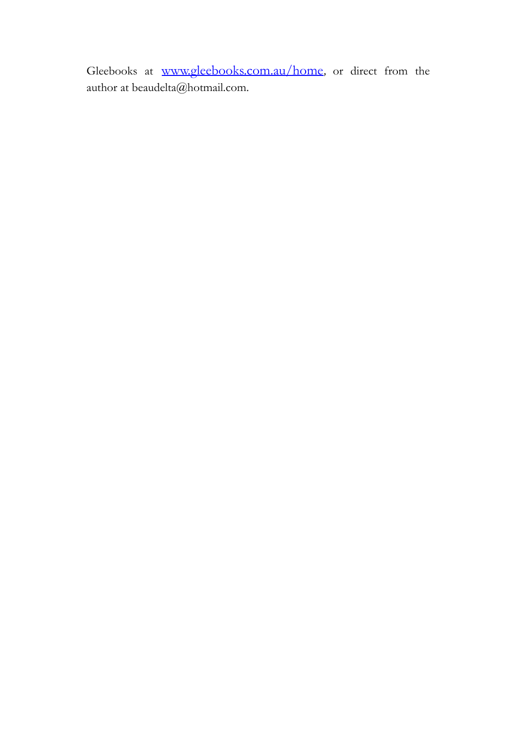Gleebooks at [www.gleebooks.com.au/home](www.gleebooks.com.au/home), or direct from the author at beaudelta@hotmail.com.